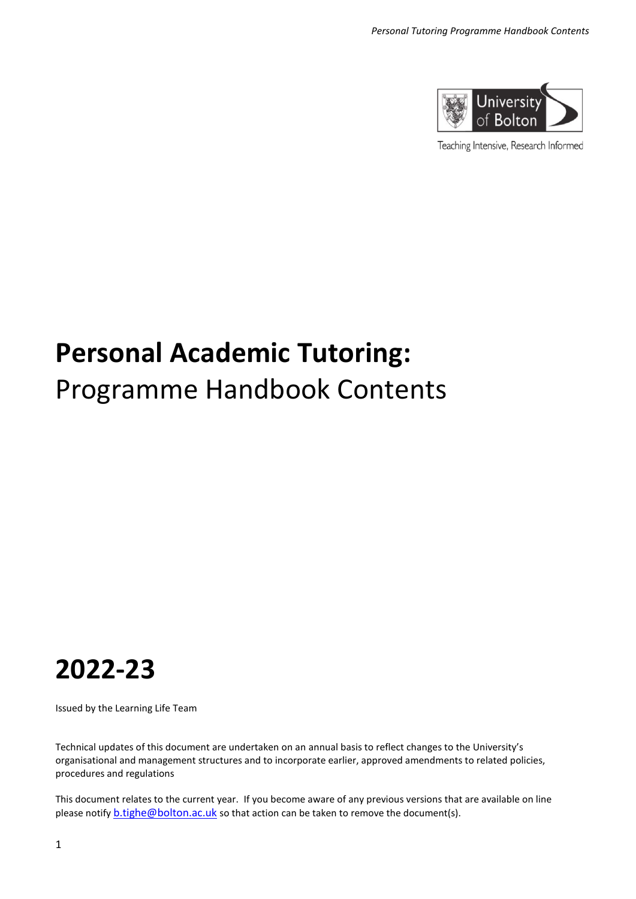# **Personal Academic Tutoring:** Programme Handbook Contents

# 2022-23

Issued by the Learning Life Team

Technical updates of this document are undertaken on an annual basis to reflect changes to the University's organisational and management structures and to incorporate earlier, approved amendments to related policies, procedures and regulations

This document relates to the current year. If you become aware of any previous versions that are available on line please notify b.tighe@bolton.ac.uk so that action can be taken to remove the document(s).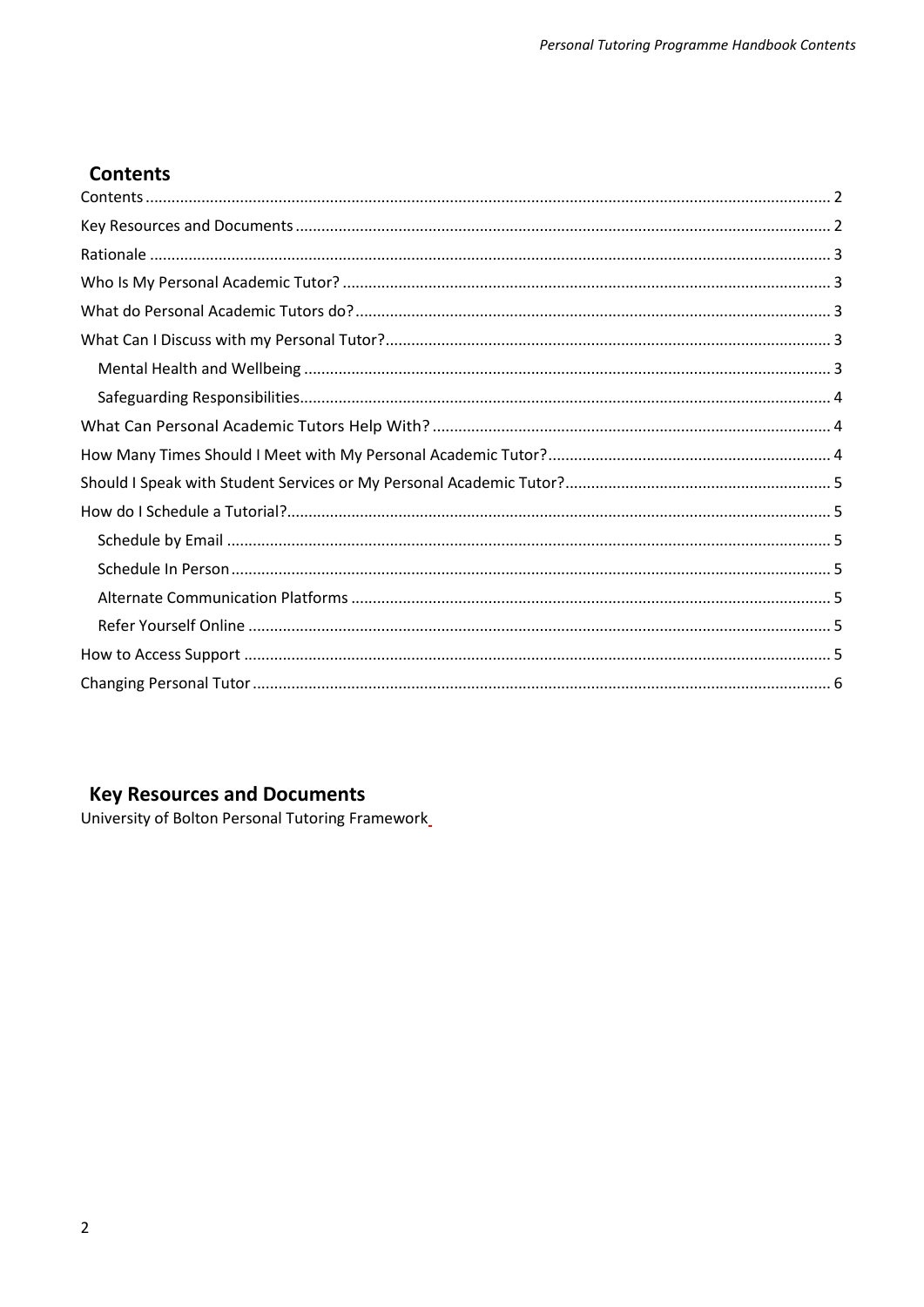## Contents

- Contents ..... 2
- Key Resources and Documents ..... 2
- Rationale ..... 3
- Who Is My Personal Academic Tutor? ..... 3
- What do Personal Academic Tutors do? ..... 3
- What Can I Discuss with my Personal Tutor? ..... 3
  - Mental Health and Wellbeing ..... 3
  - Safeguarding Responsibilities ..... 4
- What Can Personal Academic Tutors Help With? ..... 4
- How Many Times Should I Meet with My Personal Academic Tutor? ..... 4
- Should I Speak with Student Services or My Personal Academic Tutor? ..... 5
- How do I Schedule a Tutorial? ..... 5
  - Schedule by Email ..... 5
  - Schedule In Person ..... 5
  - Alternate Communication Platforms ..... 5
  - Refer Yourself Online ..... 5
- How to Access Support ..... 5
- Changing Personal Tutor ..... 6

## Key Resources and Documents

University of Bolton Personal Tutoring Framework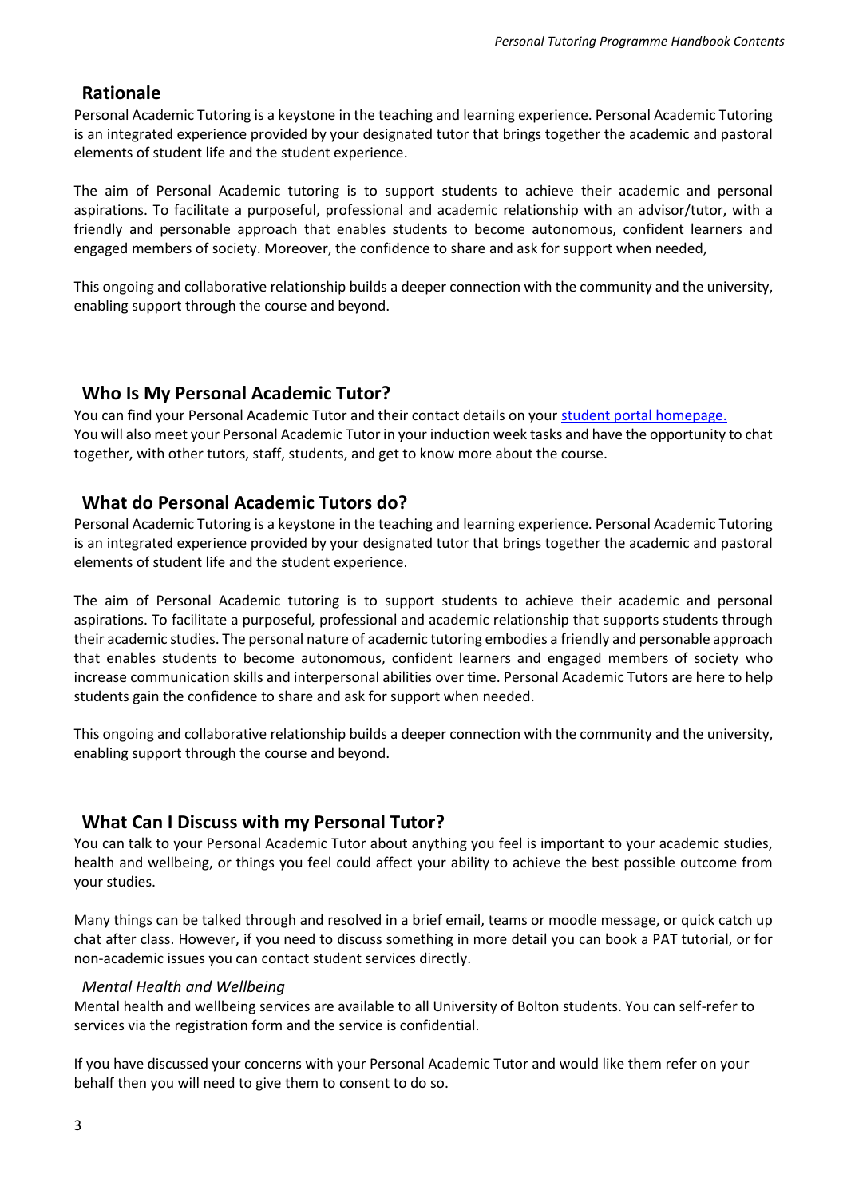## Rationale

Personal Academic Tutoring is a keystone in the teaching and learning experience. Personal Academic Tutoring is an integrated experience provided by your designated tutor that brings together the academic and pastoral elements of student life and the student experience.

The aim of Personal Academic tutoring is to support students to achieve their academic and personal aspirations. To facilitate a purposeful, professional and academic relationship with an advisor/tutor, with a friendly and personable approach that enables students to become autonomous, confident learners and engaged members of society. Moreover, the confidence to share and ask for support when needed,

This ongoing and collaborative relationship builds a deeper connection with the community and the university, enabling support through the course and beyond.

## Who Is My Personal Academic Tutor?

You can find your Personal Academic Tutor and their contact details on your student portal homepage. You will also meet your Personal Academic Tutor in your induction week tasks and have the opportunity to chat together, with other tutors, staff, students, and get to know more about the course.

## What do Personal Academic Tutors do?

Personal Academic Tutoring is a keystone in the teaching and learning experience. Personal Academic Tutoring is an integrated experience provided by your designated tutor that brings together the academic and pastoral elements of student life and the student experience.

The aim of Personal Academic tutoring is to support students to achieve their academic and personal aspirations. To facilitate a purposeful, professional and academic relationship that supports students through their academic studies. The personal nature of academic tutoring embodies a friendly and personable approach that enables students to become autonomous, confident learners and engaged members of society who increase communication skills and interpersonal abilities over time. Personal Academic Tutors are here to help students gain the confidence to share and ask for support when needed.

This ongoing and collaborative relationship builds a deeper connection with the community and the university, enabling support through the course and beyond.

## What Can I Discuss with my Personal Tutor?

You can talk to your Personal Academic Tutor about anything you feel is important to your academic studies, health and wellbeing, or things you feel could affect your ability to achieve the best possible outcome from your studies.

Many things can be talked through and resolved in a brief email, teams or moodle message, or quick catch up chat after class. However, if you need to discuss something in more detail you can book a PAT tutorial, or for non-academic issues you can contact student services directly.

### *Mental Health and Wellbeing*

Mental health and wellbeing services are available to all University of Bolton students. You can self-refer to services via the registration form and the service is confidential.

If you have discussed your concerns with your Personal Academic Tutor and would like them refer on your behalf then you will need to give them to consent to do so.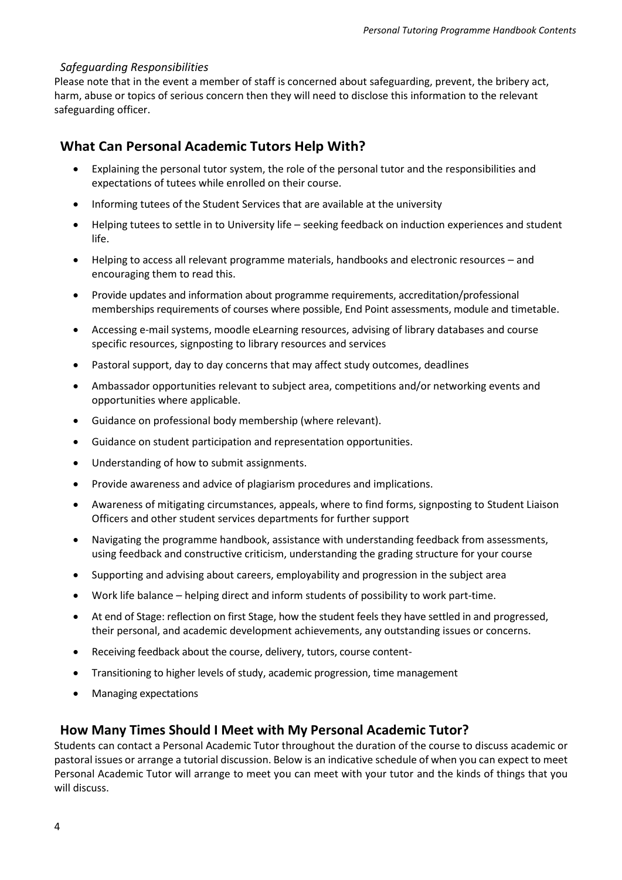*Safeguarding Responsibilities*

Please note that in the event a member of staff is concerned about safeguarding, prevent, the bribery act, harm, abuse or topics of serious concern then they will need to disclose this information to the relevant safeguarding officer.

## What Can Personal Academic Tutors Help With?

- Explaining the personal tutor system, the role of the personal tutor and the responsibilities and expectations of tutees while enrolled on their course.
- Informing tutees of the Student Services that are available at the university
- Helping tutees to settle in to University life – seeking feedback on induction experiences and student life.
- Helping to access all relevant programme materials, handbooks and electronic resources – and encouraging them to read this.
- Provide updates and information about programme requirements, accreditation/professional memberships requirements of courses where possible, End Point assessments, module and timetable.
- Accessing e-mail systems, moodle eLearning resources, advising of library databases and course specific resources, signposting to library resources and services
- Pastoral support, day to day concerns that may affect study outcomes, deadlines
- Ambassador opportunities relevant to subject area, competitions and/or networking events and opportunities where applicable.
- Guidance on professional body membership (where relevant).
- Guidance on student participation and representation opportunities.
- Understanding of how to submit assignments.
- Provide awareness and advice of plagiarism procedures and implications.
- Awareness of mitigating circumstances, appeals, where to find forms, signposting to Student Liaison Officers and other student services departments for further support
- Navigating the programme handbook, assistance with understanding feedback from assessments, using feedback and constructive criticism, understanding the grading structure for your course
- Supporting and advising about careers, employability and progression in the subject area
- Work life balance – helping direct and inform students of possibility to work part-time.
- At end of Stage: reflection on first Stage, how the student feels they have settled in and progressed, their personal, and academic development achievements, any outstanding issues or concerns.
- Receiving feedback about the course, delivery, tutors, course content-
- Transitioning to higher levels of study, academic progression, time management
- Managing expectations

## How Many Times Should I Meet with My Personal Academic Tutor?

Students can contact a Personal Academic Tutor throughout the duration of the course to discuss academic or pastoral issues or arrange a tutorial discussion. Below is an indicative schedule of when you can expect to meet Personal Academic Tutor will arrange to meet you can meet with your tutor and the kinds of things that you will discuss.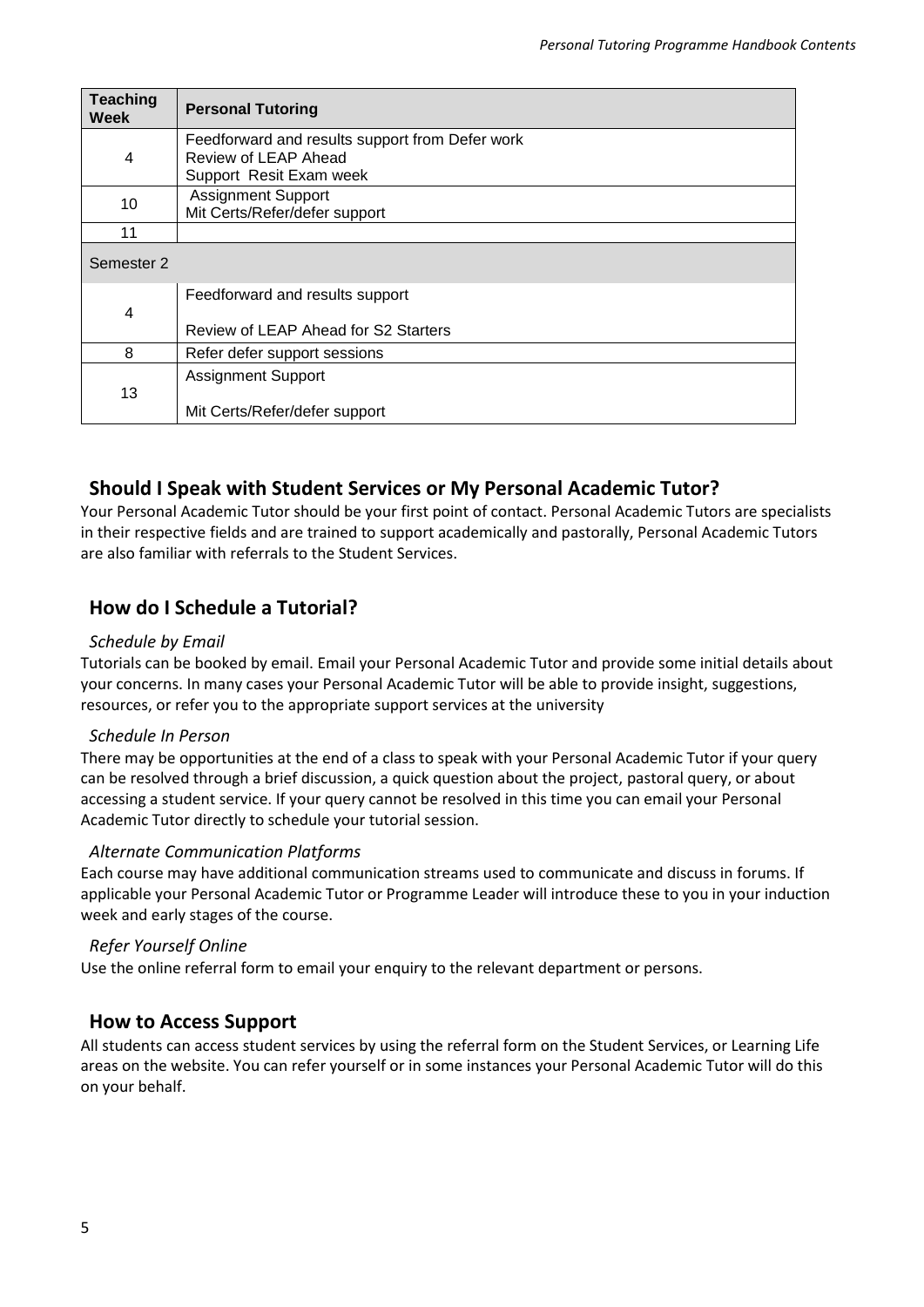| Teaching Week | Personal Tutoring |
|---|---|
| 4 | Feedforward and results support from Defer work<br>Review of LEAP Ahead<br>Support Resit Exam week |
| 10 | Assignment Support<br>Mit Certs/Refer/defer support |
| 11 | |
| Semester 2 | |
| 4 | Feedforward and results support<br><br>Review of LEAP Ahead for S2 Starters |
| 8 | Refer defer support sessions |
| 13 | Assignment Support<br><br>Mit Certs/Refer/defer support |

## Should I Speak with Student Services or My Personal Academic Tutor?

Your Personal Academic Tutor should be your first point of contact. Personal Academic Tutors are specialists in their respective fields and are trained to support academically and pastorally, Personal Academic Tutors are also familiar with referrals to the Student Services.

## How do I Schedule a Tutorial?

### *Schedule by Email*

Tutorials can be booked by email. Email your Personal Academic Tutor and provide some initial details about your concerns. In many cases your Personal Academic Tutor will be able to provide insight, suggestions, resources, or refer you to the appropriate support services at the university

### *Schedule In Person*

There may be opportunities at the end of a class to speak with your Personal Academic Tutor if your query can be resolved through a brief discussion, a quick question about the project, pastoral query, or about accessing a student service. If your query cannot be resolved in this time you can email your Personal Academic Tutor directly to schedule your tutorial session.

### *Alternate Communication Platforms*

Each course may have additional communication streams used to communicate and discuss in forums. If applicable your Personal Academic Tutor or Programme Leader will introduce these to you in your induction week and early stages of the course.

### *Refer Yourself Online*

Use the online referral form to email your enquiry to the relevant department or persons.

## How to Access Support

All students can access student services by using the referral form on the Student Services, or Learning Life areas on the website. You can refer yourself or in some instances your Personal Academic Tutor will do this on your behalf.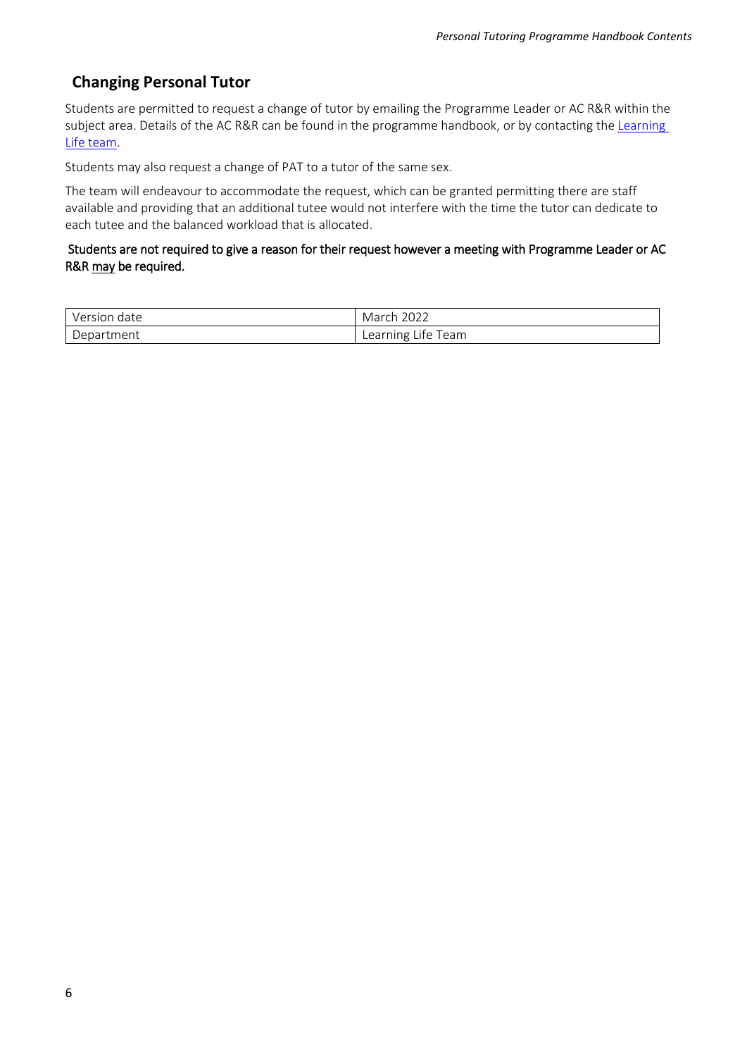## Changing Personal Tutor

Students are permitted to request a change of tutor by emailing the Programme Leader or AC R&R within the subject area. Details of the AC R&R can be found in the programme handbook, or by contacting the Learning Life team.

Students may also request a change of PAT to a tutor of the same sex.

The team will endeavour to accommodate the request, which can be granted permitting there are staff available and providing that an additional tutee would not interfere with the time the tutor can dedicate to each tutee and the balanced workload that is allocated.

Students are not required to give a reason for their request however a meeting with Programme Leader or AC R&R may be required.

| | |
|---|---|
| Version date | March 2022 |
| Department | Learning Life Team |